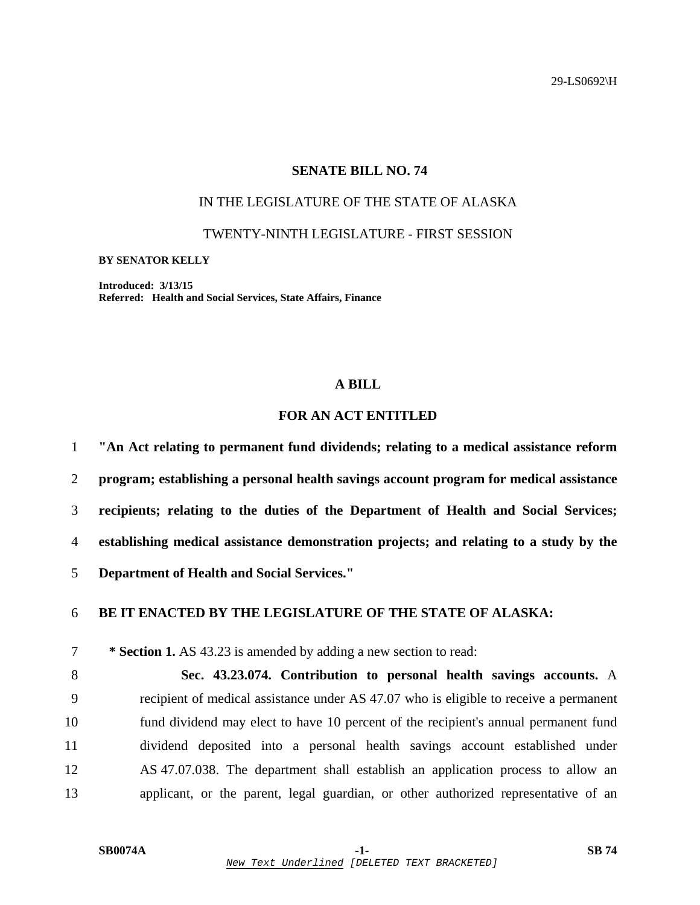29-LS0692\H

**SENATE BILL NO. 74**

IN THE LEGISLATURE OF THE STATE OF ALASKA

TWENTY-NINTH LEGISLATURE - FIRST SESSION

**BY SENATOR KELLY**

**Introduced: 3/13/15**
**Referred: Health and Social Services, State Affairs, Finance**

**A BILL**

**FOR AN ACT ENTITLED**

**"An Act relating to permanent fund dividends; relating to a medical assistance reform program; establishing a personal health savings account program for medical assistance recipients; relating to the duties of the Department of Health and Social Services; establishing medical assistance demonstration projects; and relating to a study by the Department of Health and Social Services."**

**BE IT ENACTED BY THE LEGISLATURE OF THE STATE OF ALASKA:**

**\* Section 1.** AS 43.23 is amended by adding a new section to read:

**Sec. 43.23.074. Contribution to personal health savings accounts.** A recipient of medical assistance under AS 47.07 who is eligible to receive a permanent fund dividend may elect to have 10 percent of the recipient's annual permanent fund dividend deposited into a personal health savings account established under AS 47.07.038. The department shall establish an application process to allow an applicant, or the parent, legal guardian, or other authorized representative of an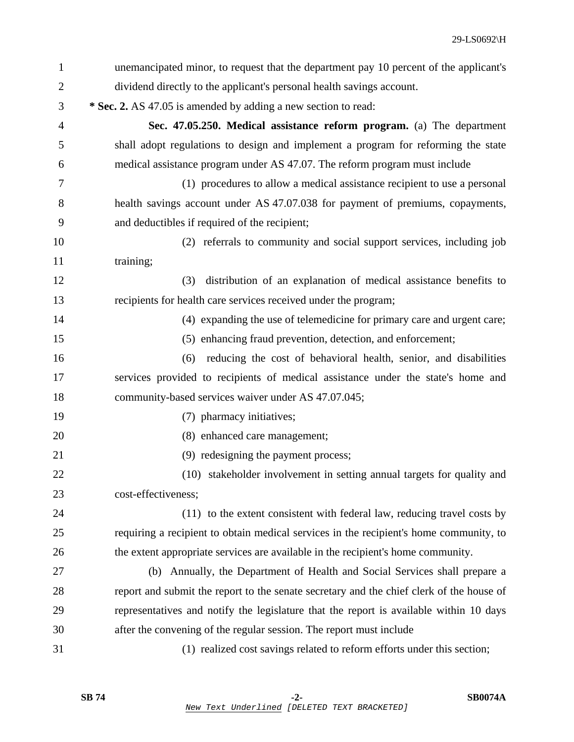unemancipated minor, to request that the department pay 10 percent of the applicant's dividend directly to the applicant's personal health savings account.

**\* Sec. 2.** AS 47.05 is amended by adding a new section to read:

**Sec. 47.05.250. Medical assistance reform program.** (a) The department shall adopt regulations to design and implement a program for reforming the state medical assistance program under AS 47.07. The reform program must include

(1) procedures to allow a medical assistance recipient to use a personal health savings account under AS 47.07.038 for payment of premiums, copayments, and deductibles if required of the recipient;

(2) referrals to community and social support services, including job training;

(3) distribution of an explanation of medical assistance benefits to recipients for health care services received under the program;

(4) expanding the use of telemedicine for primary care and urgent care;

(5) enhancing fraud prevention, detection, and enforcement;

(6) reducing the cost of behavioral health, senior, and disabilities services provided to recipients of medical assistance under the state's home and community-based services waiver under AS 47.07.045;

(7) pharmacy initiatives;

(8) enhanced care management;

(9) redesigning the payment process;

(10) stakeholder involvement in setting annual targets for quality and cost-effectiveness;

(11) to the extent consistent with federal law, reducing travel costs by requiring a recipient to obtain medical services in the recipient's home community, to the extent appropriate services are available in the recipient's home community.

(b) Annually, the Department of Health and Social Services shall prepare a report and submit the report to the senate secretary and the chief clerk of the house of representatives and notify the legislature that the report is available within 10 days after the convening of the regular session. The report must include

(1) realized cost savings related to reform efforts under this section;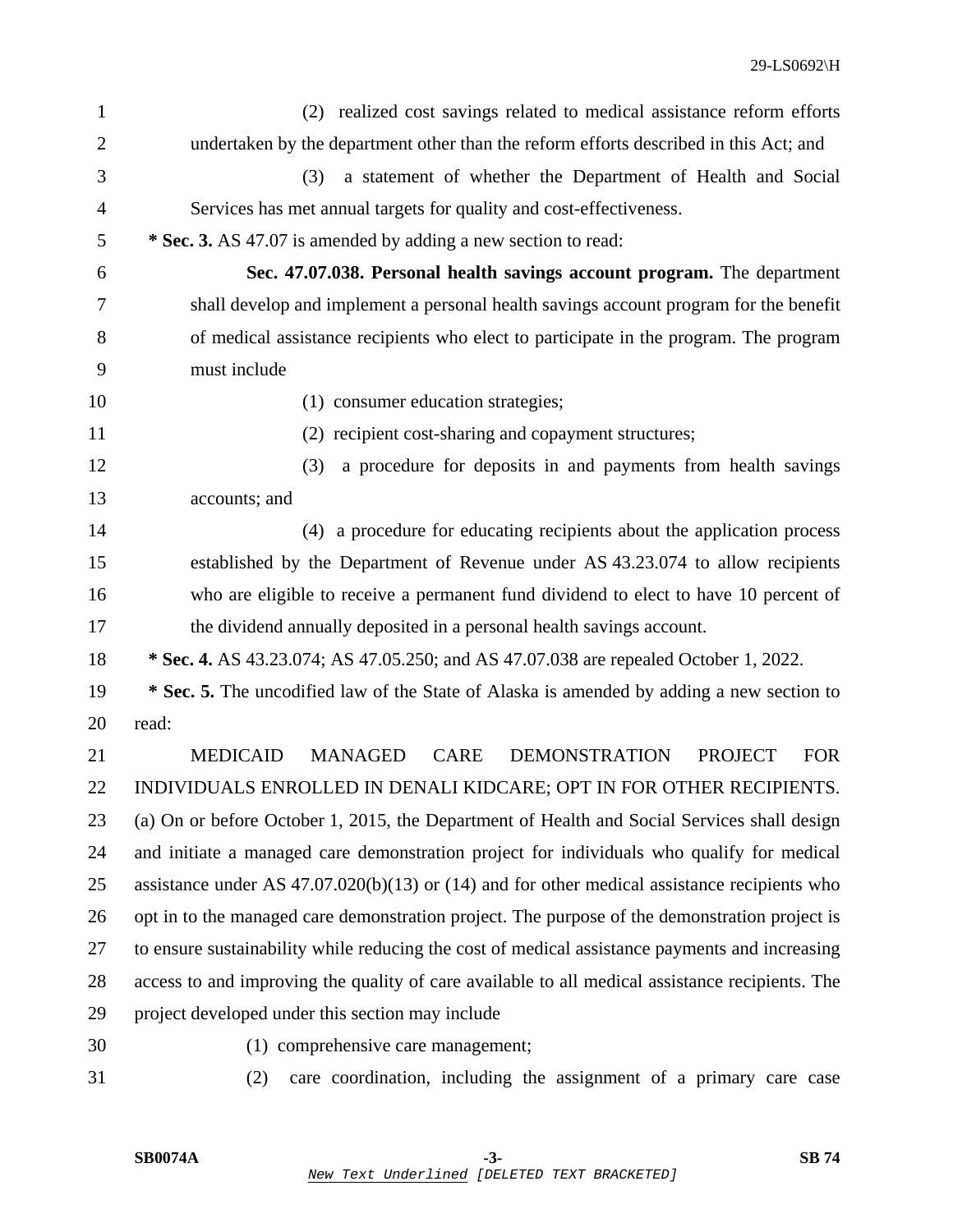(2) realized cost savings related to medical assistance reform efforts undertaken by the department other than the reform efforts described in this Act; and

(3) a statement of whether the Department of Health and Social Services has met annual targets for quality and cost-effectiveness.

**\* Sec. 3.** AS 47.07 is amended by adding a new section to read:

**Sec. 47.07.038. Personal health savings account program.** The department shall develop and implement a personal health savings account program for the benefit of medical assistance recipients who elect to participate in the program. The program must include

(1) consumer education strategies;

(2) recipient cost-sharing and copayment structures;

(3) a procedure for deposits in and payments from health savings accounts; and

(4) a procedure for educating recipients about the application process established by the Department of Revenue under AS 43.23.074 to allow recipients who are eligible to receive a permanent fund dividend to elect to have 10 percent of the dividend annually deposited in a personal health savings account.

**\* Sec. 4.** AS 43.23.074; AS 47.05.250; and AS 47.07.038 are repealed October 1, 2022.

**\* Sec. 5.** The uncodified law of the State of Alaska is amended by adding a new section to read:

MEDICAID MANAGED CARE DEMONSTRATION PROJECT FOR INDIVIDUALS ENROLLED IN DENALI KIDCARE; OPT IN FOR OTHER RECIPIENTS. (a) On or before October 1, 2015, the Department of Health and Social Services shall design and initiate a managed care demonstration project for individuals who qualify for medical assistance under AS 47.07.020(b)(13) or (14) and for other medical assistance recipients who opt in to the managed care demonstration project. The purpose of the demonstration project is to ensure sustainability while reducing the cost of medical assistance payments and increasing access to and improving the quality of care available to all medical assistance recipients. The project developed under this section may include

(1) comprehensive care management;

(2) care coordination, including the assignment of a primary care case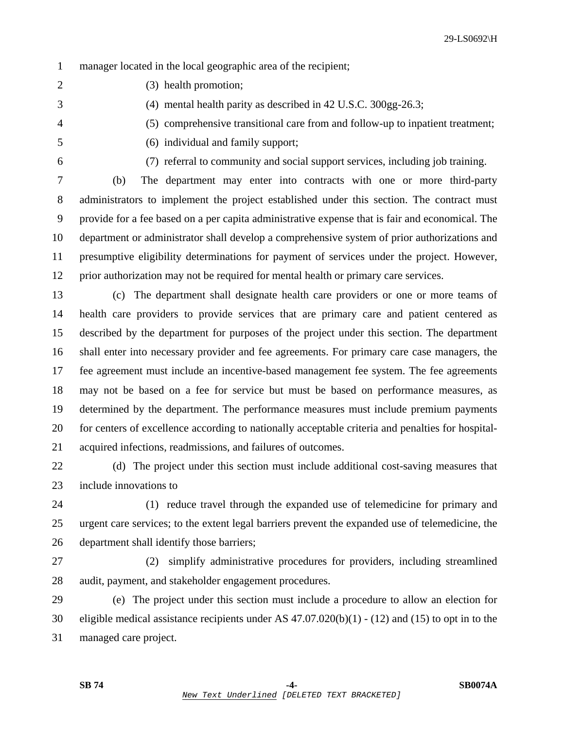manager located in the local geographic area of the recipient;

(3) health promotion;

(4) mental health parity as described in 42 U.S.C. 300gg-26.3;

(5) comprehensive transitional care from and follow-up to inpatient treatment;

(6) individual and family support;

(7) referral to community and social support services, including job training.

(b) The department may enter into contracts with one or more third-party administrators to implement the project established under this section. The contract must provide for a fee based on a per capita administrative expense that is fair and economical. The department or administrator shall develop a comprehensive system of prior authorizations and presumptive eligibility determinations for payment of services under the project. However, prior authorization may not be required for mental health or primary care services.

(c) The department shall designate health care providers or one or more teams of health care providers to provide services that are primary care and patient centered as described by the department for purposes of the project under this section. The department shall enter into necessary provider and fee agreements. For primary care case managers, the fee agreement must include an incentive-based management fee system. The fee agreements may not be based on a fee for service but must be based on performance measures, as determined by the department. The performance measures must include premium payments for centers of excellence according to nationally acceptable criteria and penalties for hospital-acquired infections, readmissions, and failures of outcomes.

(d) The project under this section must include additional cost-saving measures that include innovations to

(1) reduce travel through the expanded use of telemedicine for primary and urgent care services; to the extent legal barriers prevent the expanded use of telemedicine, the department shall identify those barriers;

(2) simplify administrative procedures for providers, including streamlined audit, payment, and stakeholder engagement procedures.

(e) The project under this section must include a procedure to allow an election for eligible medical assistance recipients under AS 47.07.020(b)(1) - (12) and (15) to opt in to the managed care project.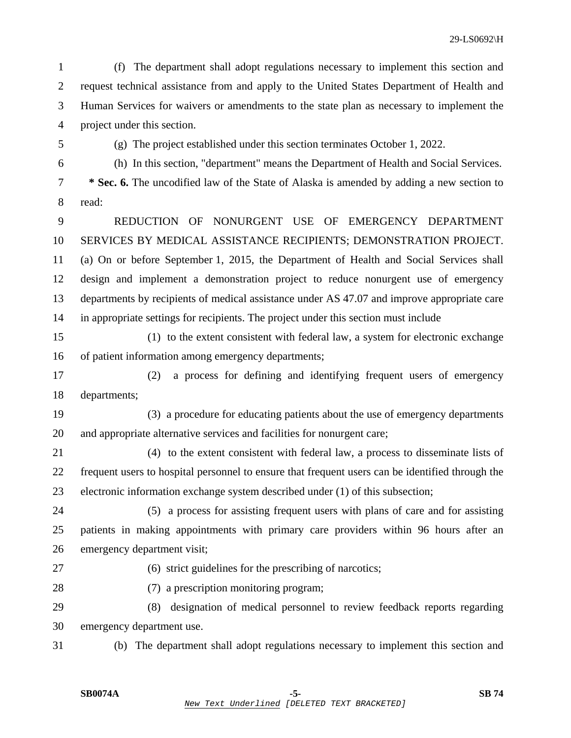(f) The department shall adopt regulations necessary to implement this section and request technical assistance from and apply to the United States Department of Health and Human Services for waivers or amendments to the state plan as necessary to implement the project under this section.

(g) The project established under this section terminates October 1, 2022.

(h) In this section, "department" means the Department of Health and Social Services.

**\* Sec. 6.** The uncodified law of the State of Alaska is amended by adding a new section to read:

REDUCTION OF NONURGENT USE OF EMERGENCY DEPARTMENT SERVICES BY MEDICAL ASSISTANCE RECIPIENTS; DEMONSTRATION PROJECT. (a) On or before September 1, 2015, the Department of Health and Social Services shall design and implement a demonstration project to reduce nonurgent use of emergency departments by recipients of medical assistance under AS 47.07 and improve appropriate care in appropriate settings for recipients. The project under this section must include

(1) to the extent consistent with federal law, a system for electronic exchange of patient information among emergency departments;

(2) a process for defining and identifying frequent users of emergency departments;

(3) a procedure for educating patients about the use of emergency departments and appropriate alternative services and facilities for nonurgent care;

(4) to the extent consistent with federal law, a process to disseminate lists of frequent users to hospital personnel to ensure that frequent users can be identified through the electronic information exchange system described under (1) of this subsection;

(5) a process for assisting frequent users with plans of care and for assisting patients in making appointments with primary care providers within 96 hours after an emergency department visit;

(6) strict guidelines for the prescribing of narcotics;

(7) a prescription monitoring program;

(8) designation of medical personnel to review feedback reports regarding emergency department use.

(b) The department shall adopt regulations necessary to implement this section and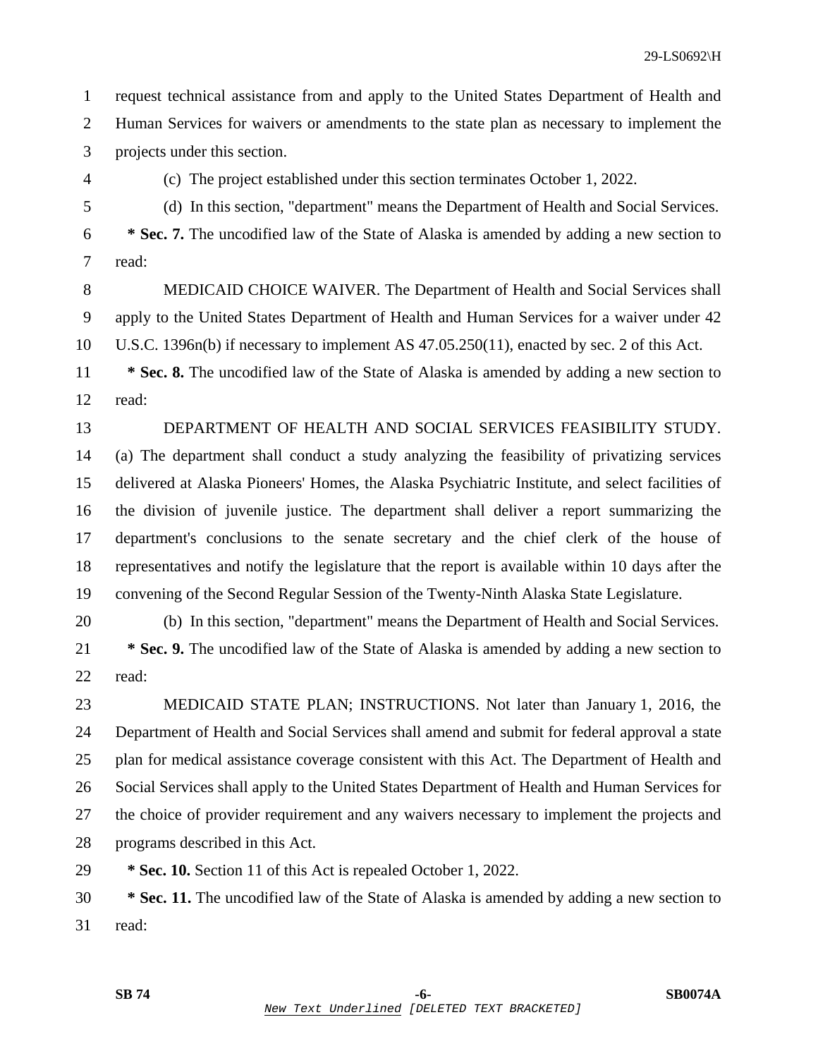request technical assistance from and apply to the United States Department of Health and Human Services for waivers or amendments to the state plan as necessary to implement the projects under this section.

(c) The project established under this section terminates October 1, 2022.

(d) In this section, "department" means the Department of Health and Social Services.

**\* Sec. 7.** The uncodified law of the State of Alaska is amended by adding a new section to read:

MEDICAID CHOICE WAIVER. The Department of Health and Social Services shall apply to the United States Department of Health and Human Services for a waiver under 42 U.S.C. 1396n(b) if necessary to implement AS 47.05.250(11), enacted by sec. 2 of this Act.

**\* Sec. 8.** The uncodified law of the State of Alaska is amended by adding a new section to read:

DEPARTMENT OF HEALTH AND SOCIAL SERVICES FEASIBILITY STUDY. (a) The department shall conduct a study analyzing the feasibility of privatizing services delivered at Alaska Pioneers' Homes, the Alaska Psychiatric Institute, and select facilities of the division of juvenile justice. The department shall deliver a report summarizing the department's conclusions to the senate secretary and the chief clerk of the house of representatives and notify the legislature that the report is available within 10 days after the convening of the Second Regular Session of the Twenty-Ninth Alaska State Legislature.

(b) In this section, "department" means the Department of Health and Social Services.

**\* Sec. 9.** The uncodified law of the State of Alaska is amended by adding a new section to read:

MEDICAID STATE PLAN; INSTRUCTIONS. Not later than January 1, 2016, the Department of Health and Social Services shall amend and submit for federal approval a state plan for medical assistance coverage consistent with this Act. The Department of Health and Social Services shall apply to the United States Department of Health and Human Services for the choice of provider requirement and any waivers necessary to implement the projects and programs described in this Act.

**\* Sec. 10.** Section 11 of this Act is repealed October 1, 2022.

**\* Sec. 11.** The uncodified law of the State of Alaska is amended by adding a new section to read: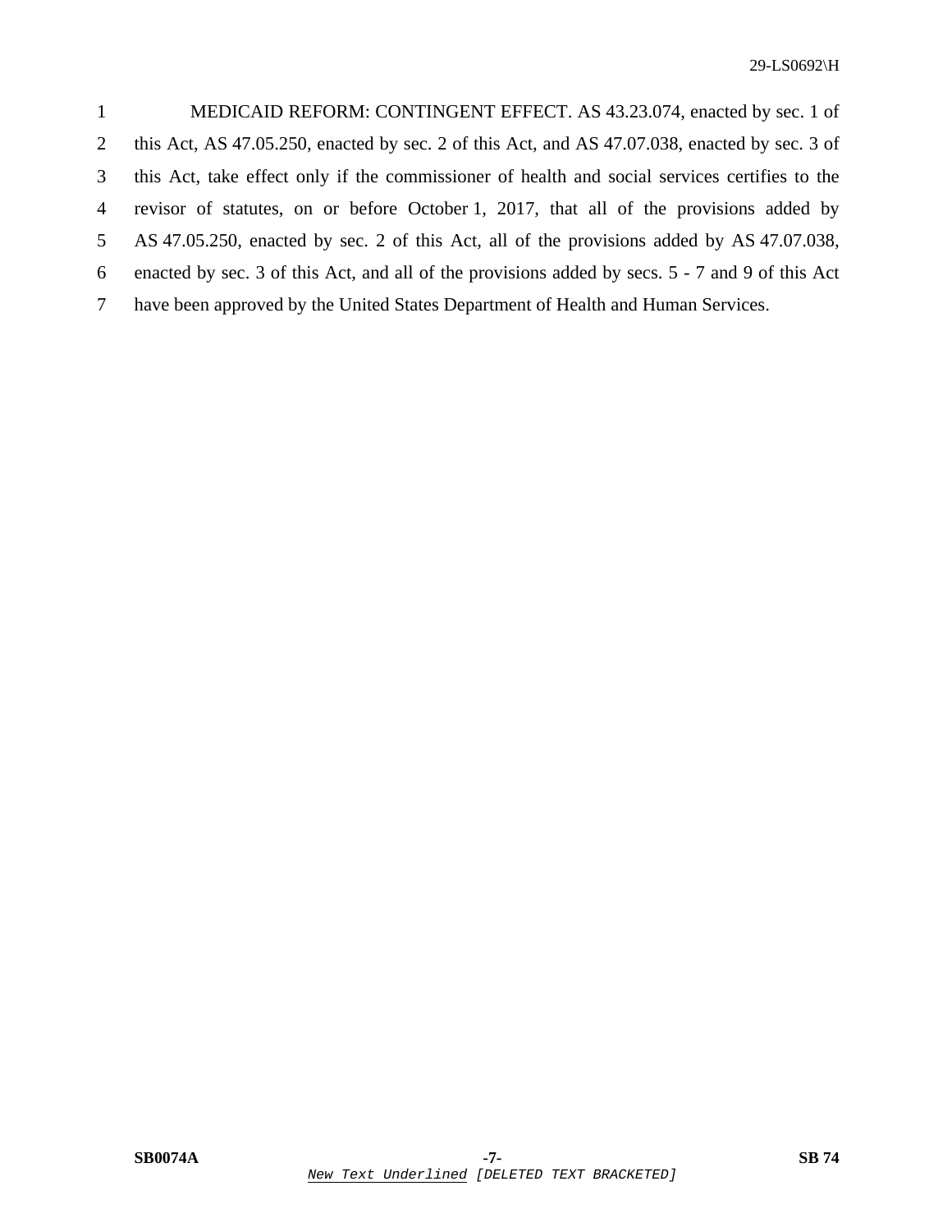MEDICAID REFORM: CONTINGENT EFFECT. AS 43.23.074, enacted by sec. 1 of this Act, AS 47.05.250, enacted by sec. 2 of this Act, and AS 47.07.038, enacted by sec. 3 of this Act, take effect only if the commissioner of health and social services certifies to the revisor of statutes, on or before October 1, 2017, that all of the provisions added by AS 47.05.250, enacted by sec. 2 of this Act, all of the provisions added by AS 47.07.038, enacted by sec. 3 of this Act, and all of the provisions added by secs. 5 - 7 and 9 of this Act have been approved by the United States Department of Health and Human Services.